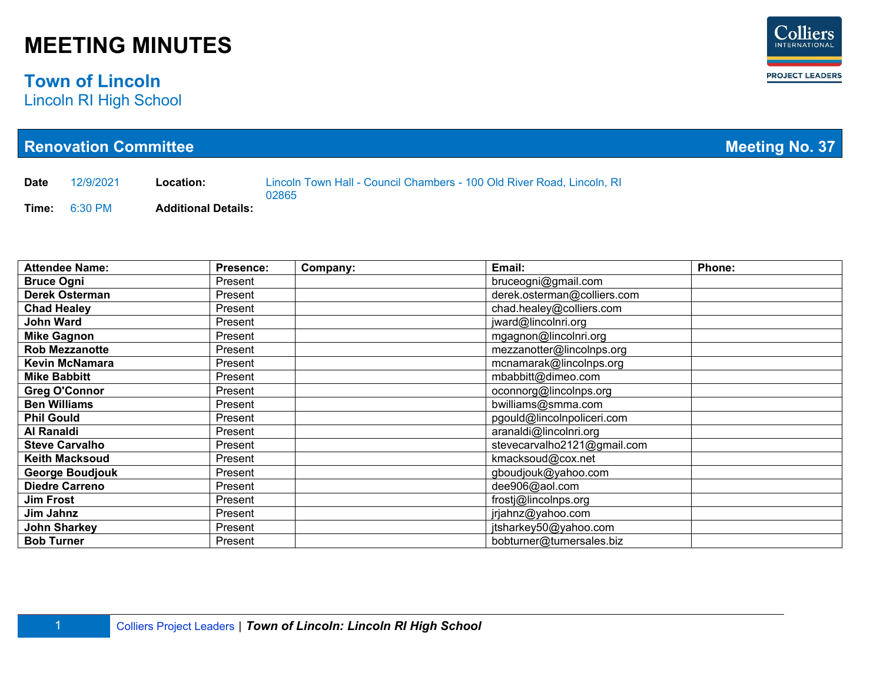# MEETING MINUTES

## Town of Lincoln

Lincoln RI High School

## Renovation Committee — Meeting No. 37

**Date** 12/9/2021 **Location:** Lincoln Town Hall - Council Chambers - 100 Old River Road, Lincoln, RI 02865

**Time:** 6:30 PM **Additional Details:**

| Attendee Name: | Presence: | Company: | Email: | Phone: |
|---|---|---|---|---|
| **Bruce Ogni** | Present | | bruceogni@gmail.com | |
| **Derek Osterman** | Present | | derek.osterman@colliers.com | |
| **Chad Healey** | Present | | chad.healey@colliers.com | |
| **John Ward** | Present | | jward@lincolnri.org | |
| **Mike Gagnon** | Present | | mgagnon@lincolnri.org | |
| **Rob Mezzanotte** | Present | | mezzanotter@lincolnps.org | |
| **Kevin McNamara** | Present | | mcnamarak@lincolnps.org | |
| **Mike Babbitt** | Present | | mbabbitt@dimeo.com | |
| **Greg O'Connor** | Present | | oconnorg@lincolnps.org | |
| **Ben Williams** | Present | | bwilliams@smma.com | |
| **Phil Gould** | Present | | pgould@lincolnpoliceri.com | |
| **Al Ranaldi** | Present | | aranaldi@lincolnri.org | |
| **Steve Carvalho** | Present | | stevecarvalho2121@gmail.com | |
| **Keith Macksoud** | Present | | kmacksoud@cox.net | |
| **George Boudjouk** | Present | | gboudjouk@yahoo.com | |
| **Diedre Carreno** | Present | | dee906@aol.com | |
| **Jim Frost** | Present | | frostj@lincolnps.org | |
| **Jim Jahnz** | Present | | jrjahnz@yahoo.com | |
| **John Sharkey** | Present | | jtsharkey50@yahoo.com | |
| **Bob Turner** | Present | | bobturner@turnersales.biz | |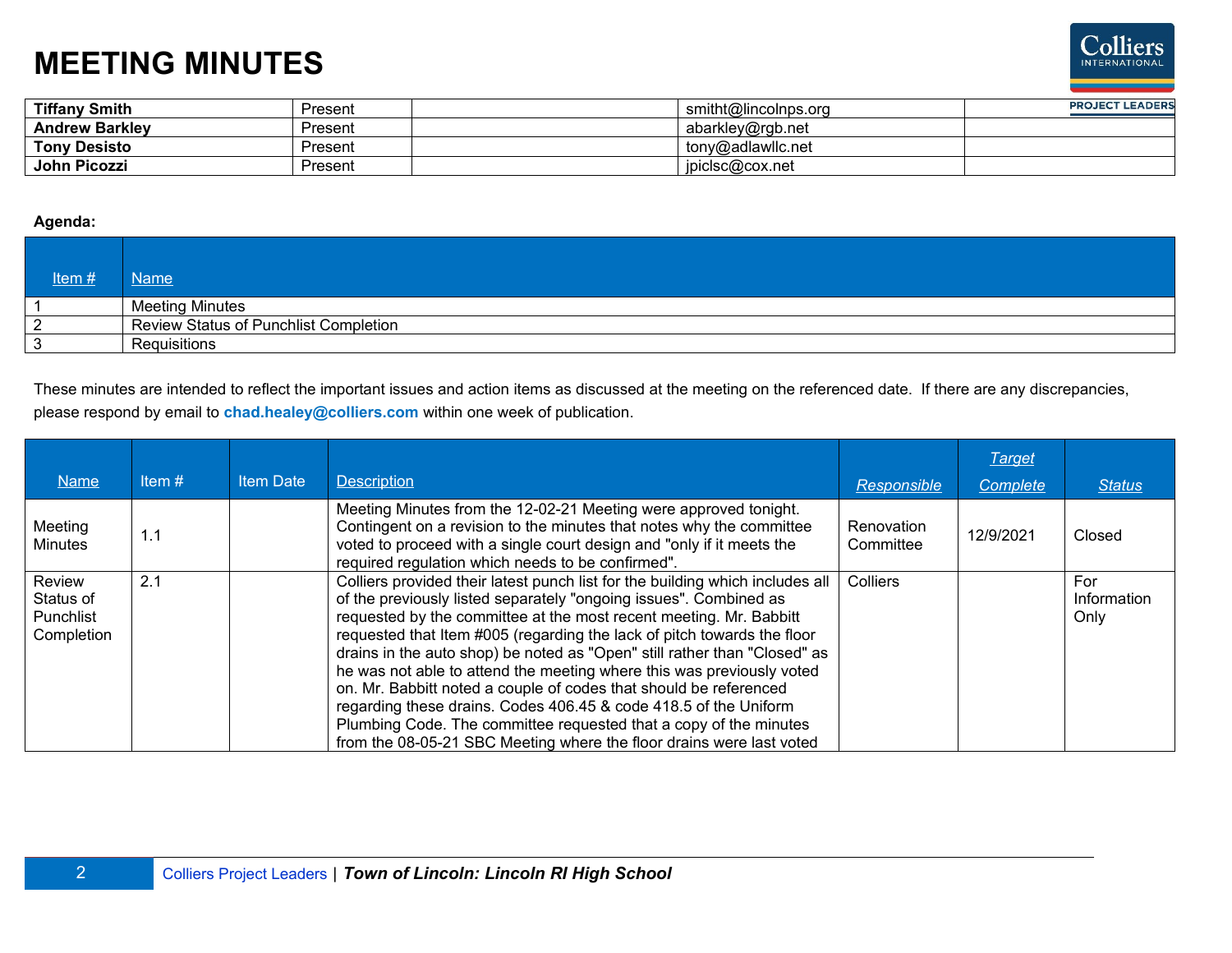# MEETING MINUTES

| | | | | |
|---|---|---|---|---|
| **Tiffany Smith** | Present | | smitht@lincolnps.org | |
| **Andrew Barkley** | Present | | abarkley@rgb.net | |
| **Tony Desisto** | Present | | tony@adlawllc.net | |
| **John Picozzi** | Present | | jpiclsc@cox.net | |

**Agenda:**

| Item # | Name |
|---|---|
| 1 | Meeting Minutes |
| 2 | Review Status of Punchlist Completion |
| 3 | Requisitions |

These minutes are intended to reflect the important issues and action items as discussed at the meeting on the referenced date. If there are any discrepancies, please respond by email to **chad.healey@colliers.com** within one week of publication.

| Name | Item # | Item Date | Description | Responsible | Target Complete | Status |
|---|---|---|---|---|---|---|
| Meeting Minutes | 1.1 | | Meeting Minutes from the 12-02-21 Meeting were approved tonight. Contingent on a revision to the minutes that notes why the committee voted to proceed with a single court design and "only if it meets the required regulation which needs to be confirmed". | Renovation Committee | 12/9/2021 | Closed |
| Review Status of Punchlist Completion | 2.1 | | Colliers provided their latest punch list for the building which includes all of the previously listed separately "ongoing issues". Combined as requested by the committee at the most recent meeting. Mr. Babbitt requested that Item #005 (regarding the lack of pitch towards the floor drains in the auto shop) be noted as "Open" still rather than "Closed" as he was not able to attend the meeting where this was previously voted on. Mr. Babbitt noted a couple of codes that should be referenced regarding these drains. Codes 406.45 & code 418.5 of the Uniform Plumbing Code. The committee requested that a copy of the minutes from the 08-05-21 SBC Meeting where the floor drains were last voted | Colliers | | For Information Only |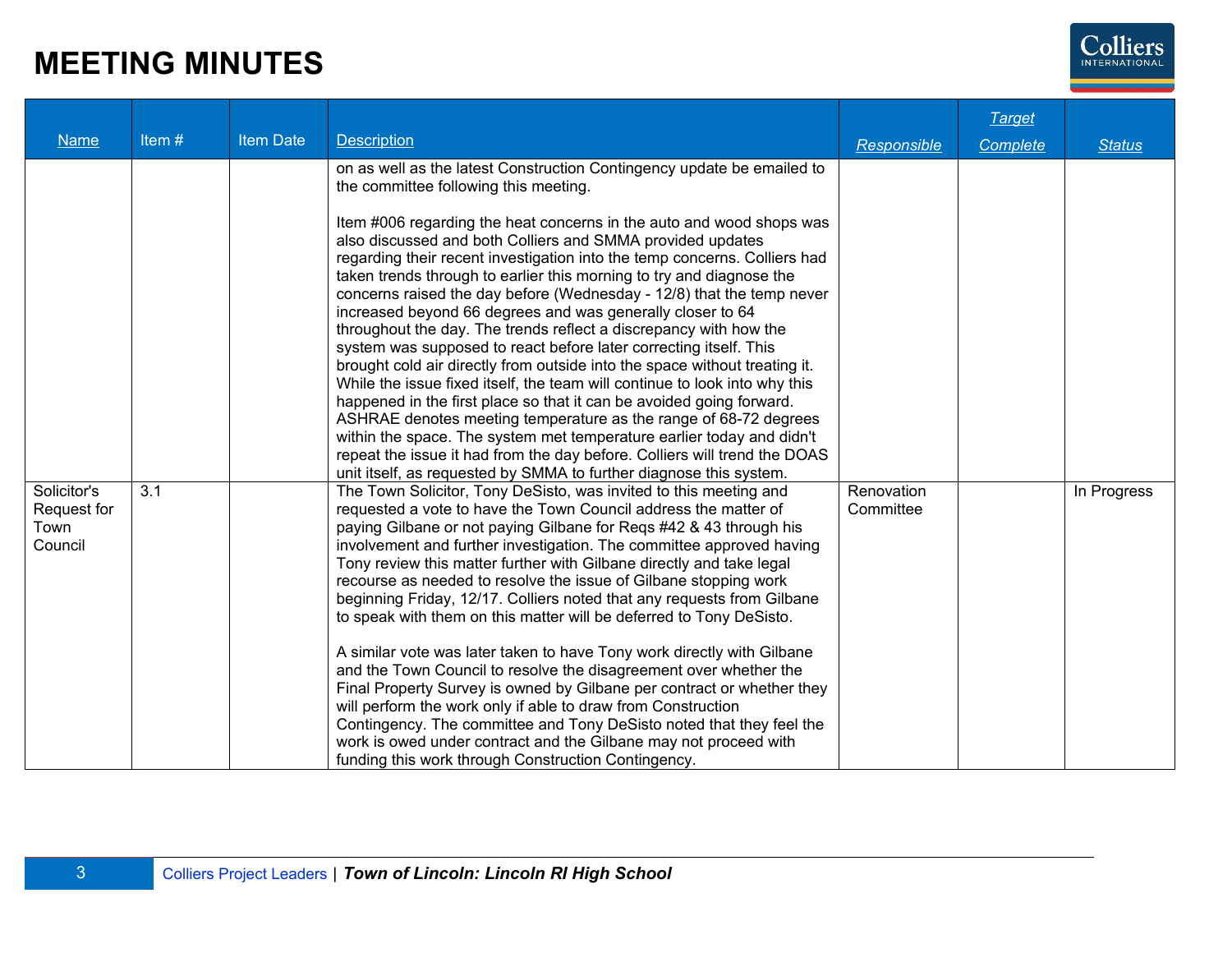# MEETING MINUTES

| Name | Item # | Item Date | Description | Responsible | Target Complete | Status |
|---|---|---|---|---|---|---|
| | | | on as well as the latest Construction Contingency update be emailed to the committee following this meeting.<br><br>Item #006 regarding the heat concerns in the auto and wood shops was also discussed and both Colliers and SMMA provided updates regarding their recent investigation into the temp concerns. Colliers had taken trends through to earlier this morning to try and diagnose the concerns raised the day before (Wednesday - 12/8) that the temp never increased beyond 66 degrees and was generally closer to 64 throughout the day. The trends reflect a discrepancy with how the system was supposed to react before later correcting itself. This brought cold air directly from outside into the space without treating it. While the issue fixed itself, the team will continue to look into why this happened in the first place so that it can be avoided going forward. ASHRAE denotes meeting temperature as the range of 68-72 degrees within the space. The system met temperature earlier today and didn't repeat the issue it had from the day before. Colliers will trend the DOAS unit itself, as requested by SMMA to further diagnose this system. | | | |
| Solicitor's Request for Town Council | 3.1 | | The Town Solicitor, Tony DeSisto, was invited to this meeting and requested a vote to have the Town Council address the matter of paying Gilbane or not paying Gilbane for Reqs #42 & 43 through his involvement and further investigation. The committee approved having Tony review this matter further with Gilbane directly and take legal recourse as needed to resolve the issue of Gilbane stopping work beginning Friday, 12/17. Colliers noted that any requests from Gilbane to speak with them on this matter will be deferred to Tony DeSisto.<br><br>A similar vote was later taken to have Tony work directly with Gilbane and the Town Council to resolve the disagreement over whether the Final Property Survey is owned by Gilbane per contract or whether they will perform the work only if able to draw from Construction Contingency. The committee and Tony DeSisto noted that they feel the work is owed under contract and the Gilbane may not proceed with funding this work through Construction Contingency. | Renovation Committee | | In Progress |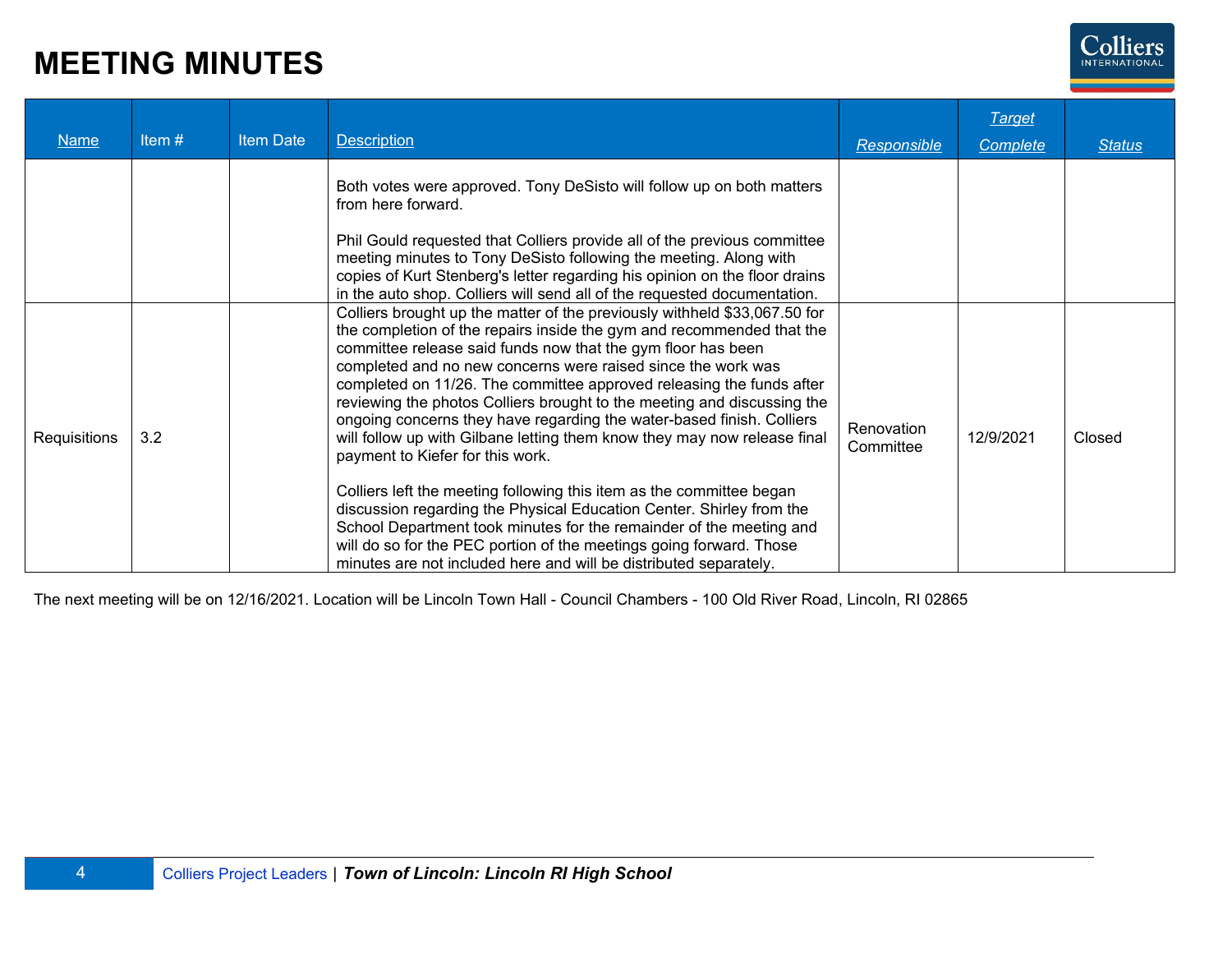# MEETING MINUTES

| Name | Item # | Item Date | Description | Responsible | Target Complete | Status |
|---|---|---|---|---|---|---|
| | | | Both votes were approved. Tony DeSisto will follow up on both matters from here forward.<br><br>Phil Gould requested that Colliers provide all of the previous committee meeting minutes to Tony DeSisto following the meeting. Along with copies of Kurt Stenberg's letter regarding his opinion on the floor drains in the auto shop. Colliers will send all of the requested documentation. | | | |
| Requisitions | 3.2 | | Colliers brought up the matter of the previously withheld $33,067.50 for the completion of the repairs inside the gym and recommended that the committee release said funds now that the gym floor has been completed and no new concerns were raised since the work was completed on 11/26. The committee approved releasing the funds after reviewing the photos Colliers brought to the meeting and discussing the ongoing concerns they have regarding the water-based finish. Colliers will follow up with Gilbane letting them know they may now release final payment to Kiefer for this work.<br><br>Colliers left the meeting following this item as the committee began discussion regarding the Physical Education Center. Shirley from the School Department took minutes for the remainder of the meeting and will do so for the PEC portion of the meetings going forward. Those minutes are not included here and will be distributed separately. | Renovation Committee | 12/9/2021 | Closed |

The next meeting will be on 12/16/2021. Location will be Lincoln Town Hall - Council Chambers - 100 Old River Road, Lincoln, RI 02865